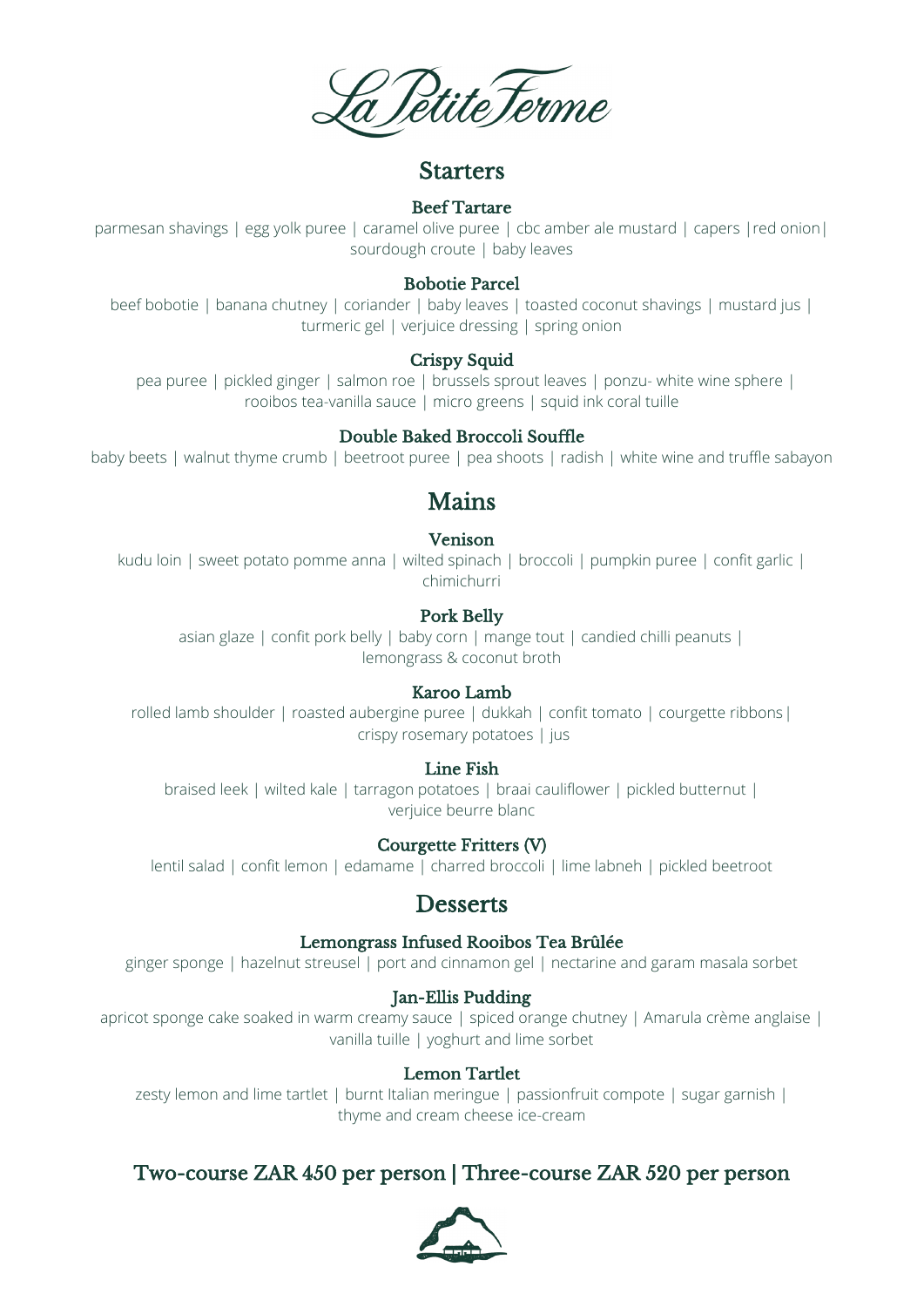# La Petite Ferme

## Starters

### Beef Tartare

parmesan shavings | egg yolk puree | caramel olive puree | cbc amber ale mustard | capers |red onion| sourdough croute | baby leaves

### Bobotie Parcel

beef bobotie | banana chutney | coriander | baby leaves | toasted coconut shavings | mustard jus | turmeric gel | verjuice dressing | spring onion

### Crispy Squid

pea puree | pickled ginger | salmon roe | brussels sprout leaves | ponzu- white wine sphere | rooibos tea-vanilla sauce | micro greens | squid ink coral tuille

### Double Baked Broccoli Souffle

baby beets | walnut thyme crumb | beetroot puree | pea shoots | radish | white wine and truffle sabayon

## Mains

### Venison

kudu loin | sweet potato pomme anna | wilted spinach | broccoli | pumpkin puree | confit garlic | chimichurri

### Pork Belly

asian glaze | confit pork belly | baby corn | mange tout | candied chilli peanuts | lemongrass & coconut broth

### Karoo Lamb

rolled lamb shoulder | roasted aubergine puree | dukkah | confit tomato | courgette ribbons| crispy rosemary potatoes | jus

### Line Fish

braised leek | wilted kale | tarragon potatoes | braai cauliflower | pickled butternut | verjuice beurre blanc

### Courgette Fritters (V)

lentil salad | confit lemon | edamame | charred broccoli | lime labneh | pickled beetroot

## Desserts

### Lemongrass Infused Rooibos Tea Brûlée

ginger sponge | hazelnut streusel | port and cinnamon gel | nectarine and garam masala sorbet

### Jan-Ellis Pudding

apricot sponge cake soaked in warm creamy sauce | spiced orange chutney | Amarula crème anglaise | vanilla tuille | yoghurt and lime sorbet

### Lemon Tartlet

zesty lemon and lime tartlet | burnt Italian meringue | passionfruit compote | sugar garnish | thyme and cream cheese ice-cream

## Two-course ZAR 450 per person | Three-course ZAR 520 per person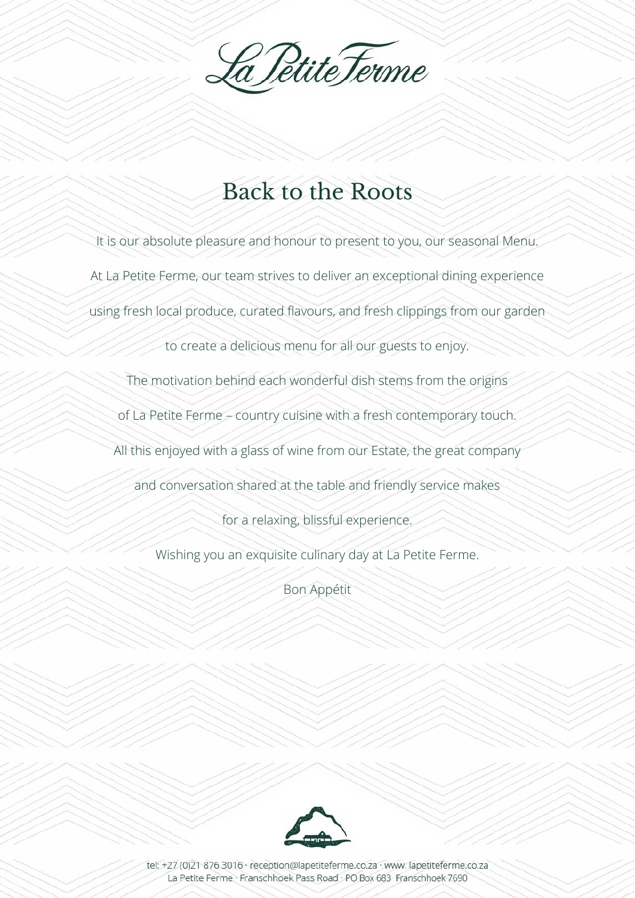La Petite Ferme

# Back to the Roots

It is our absolute pleasure and honour to present to you, our seasonal Menu.

At La Petite Ferme, our team strives to deliver an exceptional dining experience

using fresh local produce, curated flavours, and fresh clippings from our garden

to create a delicious menu for all our guests to enjoy.

The motivation behind each wonderful dish stems from the origins

of La Petite Ferme – country cuisine with a fresh contemporary touch.

All this enjoyed with a glass of wine from our Estate, the great company

and conversation shared at the table and friendly service makes

for a relaxing, blissful experience.

Wishing you an exquisite culinary day at La Petite Ferme.

Bon Appétit

tel: +27 (0)21 876 3016 · reception@lapetiteferme.co.za · www. lapetiteferme.co.za

La Petite Ferme · Franschhoek Pass Road · PO Box 683 Franschhoek 7690